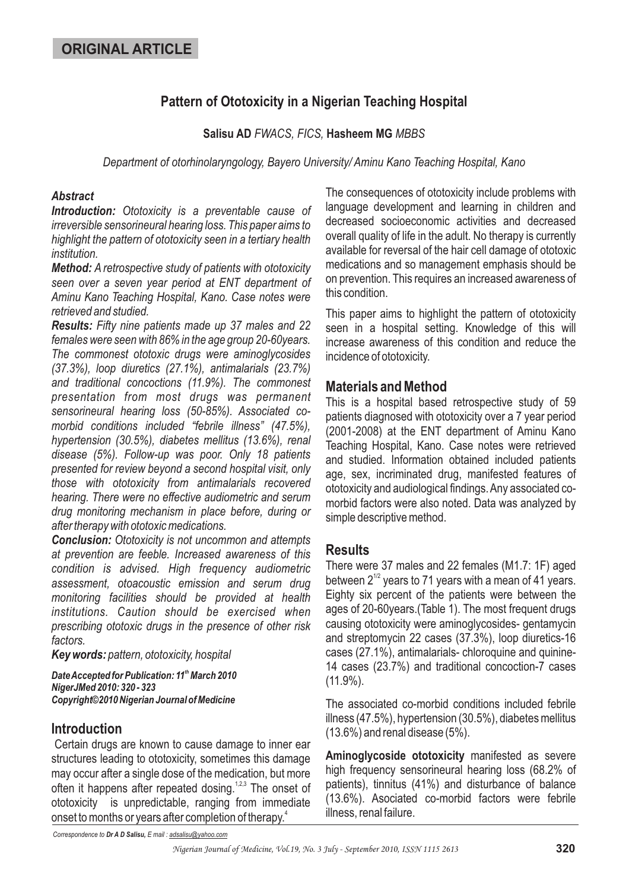**ORIGINAL ARTICLE**

# Pattern of Ototoxicity in a Nigerian Teaching Hospital

**Salisu AD** *FWACS, FICS,* **Hasheem MG** *MBBS*

*Department of otorhinolaryngology, Bayero University/ Aminu Kano Teaching Hospital, Kano*

### *Abstract*

***Introduction:*** *Ototoxicity is a preventable cause of irreversible sensorineural hearing loss. This paper aims to highlight the pattern of ototoxicity seen in a tertiary health institution.*

***Method:*** *A retrospective study of patients with ototoxicity seen over a seven year period at ENT department of Aminu Kano Teaching Hospital, Kano. Case notes were retrieved and studied.*

***Results:*** *Fifty nine patients made up 37 males and 22 females were seen with 86% in the age group 20-60years. The commonest ototoxic drugs were aminoglycosides (37.3%), loop diuretics (27.1%), antimalarials (23.7%) and traditional concoctions (11.9%). The commonest presentation from most drugs was permanent sensorineural hearing loss (50-85%). Associated co-morbid conditions included "febrile illness" (47.5%), hypertension (30.5%), diabetes mellitus (13.6%), renal disease (5%). Follow-up was poor. Only 18 patients presented for review beyond a second hospital visit, only those with ototoxicity from antimalarials recovered hearing. There were no effective audiometric and serum drug monitoring mechanism in place before, during or after therapy with ototoxic medications.*

***Conclusion:*** *Ototoxicity is not uncommon and attempts at prevention are feeble. Increased awareness of this condition is advised. High frequency audiometric assessment, otoacoustic emission and serum drug monitoring facilities should be provided at health institutions. Caution should be exercised when prescribing ototoxic drugs in the presence of other risk factors.*

***Key words:*** *pattern, ototoxicity, hospital*

***Date Accepted for Publication: 11th March 2010***
***NigerJMed 2010: 320 - 323***
***Copyright©2010 Nigerian Journal of Medicine***

## Introduction

Certain drugs are known to cause damage to inner ear structures leading to ototoxicity, sometimes this damage may occur after a single dose of the medication, but more often it happens after repeated dosing.[1,2,3] The onset of ototoxicity is unpredictable, ranging from immediate onset to months or years after completion of therapy.[4]

The consequences of ototoxicity include problems with language development and learning in children and decreased socioeconomic activities and decreased overall quality of life in the adult. No therapy is currently available for reversal of the hair cell damage of ototoxic medications and so management emphasis should be on prevention. This requires an increased awareness of this condition.

This paper aims to highlight the pattern of ototoxicity seen in a hospital setting. Knowledge of this will increase awareness of this condition and reduce the incidence of ototoxicity.

## Materials and Method

This is a hospital based retrospective study of 59 patients diagnosed with ototoxicity over a 7 year period (2001-2008) at the ENT department of Aminu Kano Teaching Hospital, Kano. Case notes were retrieved and studied. Information obtained included patients age, sex, incriminated drug, manifested features of ototoxicity and audiological findings. Any associated co-morbid factors were also noted. Data was analyzed by simple descriptive method.

## Results

There were 37 males and 22 females (M1.7: 1F) aged between $2^{1/2}$ years to 71 years with a mean of 41 years. Eighty six percent of the patients were between the ages of 20-60years.(Table 1). The most frequent drugs causing ototoxicity were aminoglycosides- gentamycin and streptomycin 22 cases (37.3%), loop diuretics-16 cases (27.1%), antimalarials- chloroquine and quinine-14 cases (23.7%) and traditional concoction-7 cases (11.9%).

The associated co-morbid conditions included febrile illness (47.5%), hypertension (30.5%), diabetes mellitus (13.6%) and renal disease (5%).

**Aminoglycoside ototoxicity** manifested as severe high frequency sensorineural hearing loss (68.2% of patients), tinnitus (41%) and disturbance of balance (13.6%). Asociated co-morbid factors were febrile illness, renal failure.

*Correspondence to **Dr A D Salisu,** E mail : adsalisu@yahoo.com*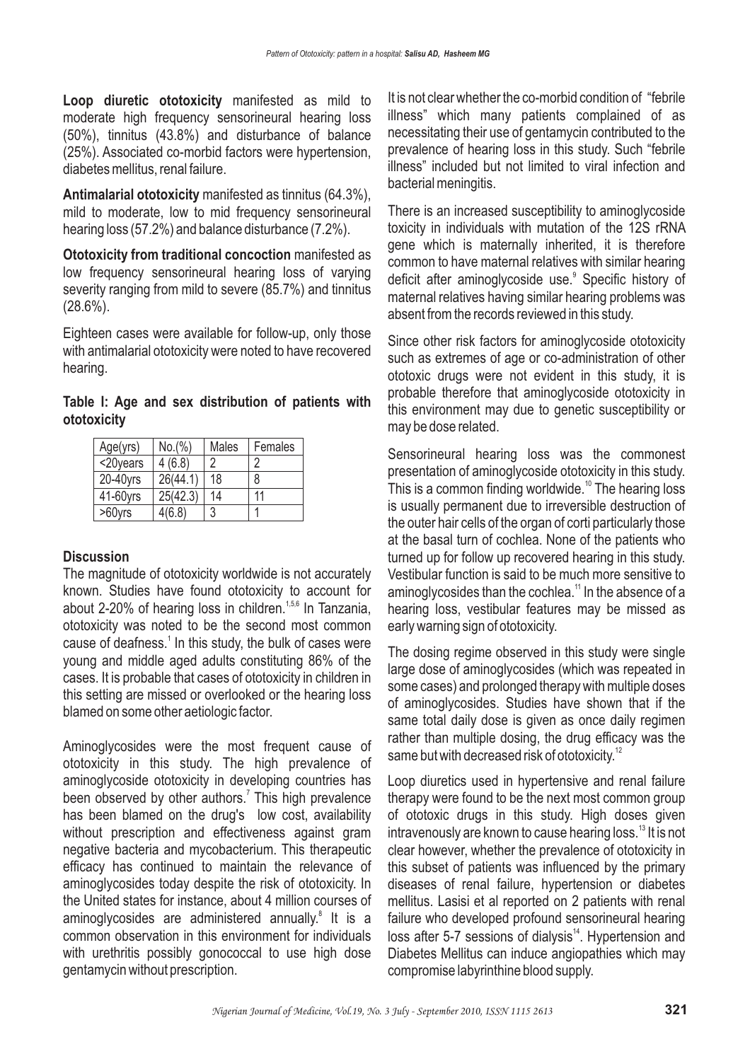**Loop diuretic ototoxicity** manifested as mild to moderate high frequency sensorineural hearing loss (50%), tinnitus (43.8%) and disturbance of balance (25%). Associated co-morbid factors were hypertension, diabetes mellitus, renal failure.

**Antimalarial ototoxicity** manifested as tinnitus (64.3%), mild to moderate, low to mid frequency sensorineural hearing loss (57.2%) and balance disturbance (7.2%).

**Ototoxicity from traditional concoction** manifested as low frequency sensorineural hearing loss of varying severity ranging from mild to severe (85.7%) and tinnitus (28.6%).

Eighteen cases were available for follow-up, only those with antimalarial ototoxicity were noted to have recovered hearing.

**Table I: Age and sex distribution of patients with ototoxicity**

| Age(yrs) | No.(%) | Males | Females |
|---|---|---|---|
| <20years | 4 (6.8) | 2 | 2 |
| 20-40yrs | 26(44.1) | 18 | 8 |
| 41-60yrs | 25(42.3) | 14 | 11 |
| >60yrs | 4(6.8) | 3 | 1 |

## Discussion

The magnitude of ototoxicity worldwide is not accurately known. Studies have found ototoxicity to account for about 2-20% of hearing loss in children.[1,5,6] In Tanzania, ototoxicity was noted to be the second most common cause of deafness.[1] In this study, the bulk of cases were young and middle aged adults constituting 86% of the cases. It is probable that cases of ototoxicity in children in this setting are missed or overlooked or the hearing loss blamed on some other aetiologic factor.

Aminoglycosides were the most frequent cause of ototoxicity in this study. The high prevalence of aminoglycoside ototoxicity in developing countries has been observed by other authors.[7] This high prevalence has been blamed on the drug's low cost, availability without prescription and effectiveness against gram negative bacteria and mycobacterium. This therapeutic efficacy has continued to maintain the relevance of aminoglycosides today despite the risk of ototoxicity. In the United states for instance, about 4 million courses of aminoglycosides are administered annually.[8] It is a common observation in this environment for individuals with urethritis possibly gonococcal to use high dose gentamycin without prescription.

It is not clear whether the co-morbid condition of "febrile illness" which many patients complained of as necessitating their use of gentamycin contributed to the prevalence of hearing loss in this study. Such "febrile illness" included but not limited to viral infection and bacterial meningitis.

There is an increased susceptibility to aminoglycoside toxicity in individuals with mutation of the 12S rRNA gene which is maternally inherited, it is therefore common to have maternal relatives with similar hearing deficit after aminoglycoside use.[9] Specific history of maternal relatives having similar hearing problems was absent from the records reviewed in this study.

Since other risk factors for aminoglycoside ototoxicity such as extremes of age or co-administration of other ototoxic drugs were not evident in this study, it is probable therefore that aminoglycoside ototoxicity in this environment may due to genetic susceptibility or may be dose related.

Sensorineural hearing loss was the commonest presentation of aminoglycoside ototoxicity in this study. This is a common finding worldwide.[10] The hearing loss is usually permanent due to irreversible destruction of the outer hair cells of the organ of corti particularly those at the basal turn of cochlea. None of the patients who turned up for follow up recovered hearing in this study. Vestibular function is said to be much more sensitive to aminoglycosides than the cochlea.[11] In the absence of a hearing loss, vestibular features may be missed as early warning sign of ototoxicity.

The dosing regime observed in this study were single large dose of aminoglycosides (which was repeated in some cases) and prolonged therapy with multiple doses of aminoglycosides. Studies have shown that if the same total daily dose is given as once daily regimen rather than multiple dosing, the drug efficacy was the same but with decreased risk of ototoxicity.[12]

Loop diuretics used in hypertensive and renal failure therapy were found to be the next most common group of ototoxic drugs in this study. High doses given intravenously are known to cause hearing loss.[13] It is not clear however, whether the prevalence of ototoxicity in this subset of patients was influenced by the primary diseases of renal failure, hypertension or diabetes mellitus. Lasisi et al reported on 2 patients with renal failure who developed profound sensorineural hearing loss after 5-7 sessions of dialysis[14]. Hypertension and Diabetes Mellitus can induce angiopathies which may compromise labyrinthine blood supply.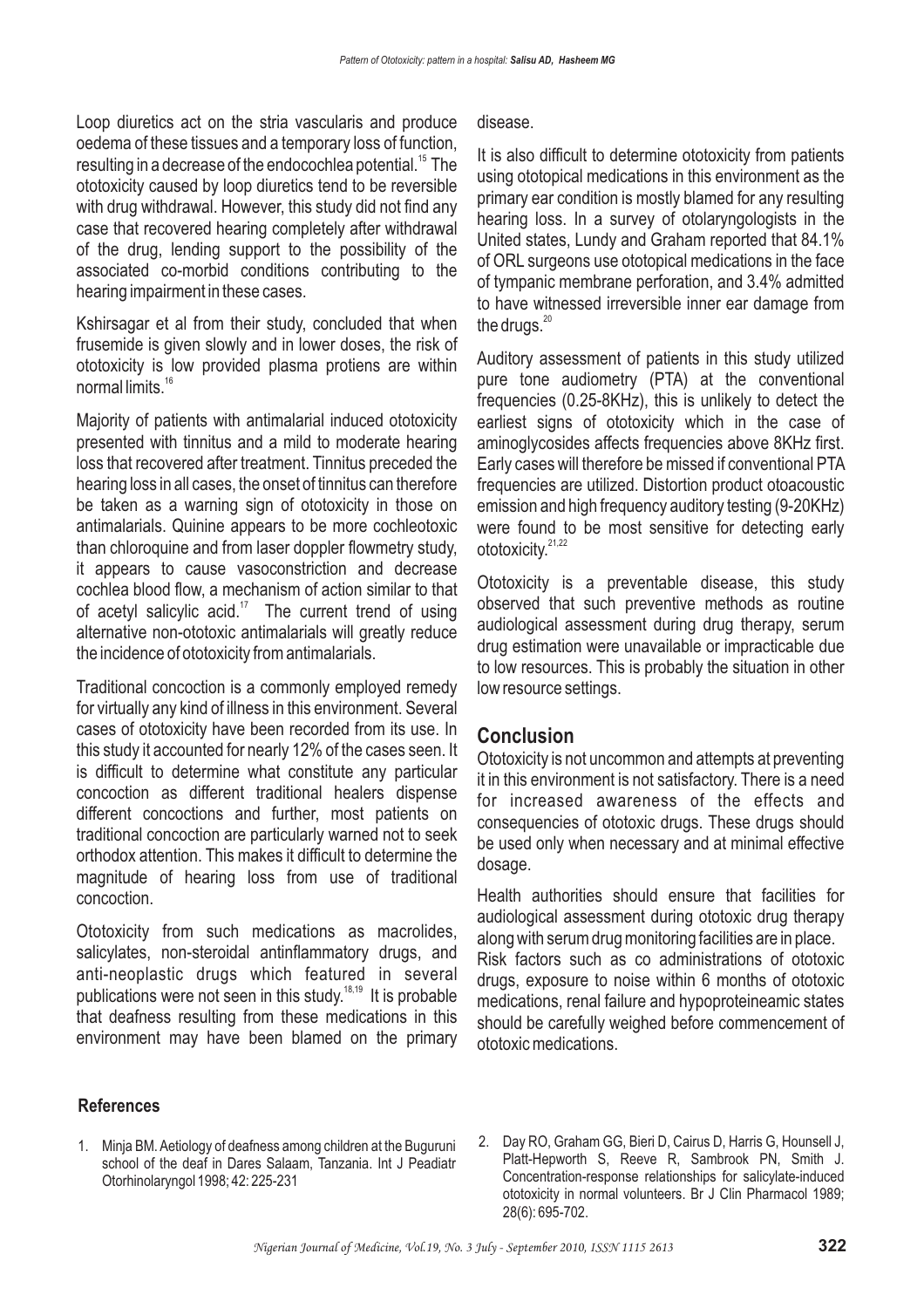Loop diuretics act on the stria vascularis and produce oedema of these tissues and a temporary loss of function, resulting in a decrease of the endocochlea potential.[15] The ototoxicity caused by loop diuretics tend to be reversible with drug withdrawal. However, this study did not find any case that recovered hearing completely after withdrawal of the drug, lending support to the possibility of the associated co-morbid conditions contributing to the hearing impairment in these cases.

Kshirsagar et al from their study, concluded that when frusemide is given slowly and in lower doses, the risk of ototoxicity is low provided plasma protiens are within normal limits.[16]

Majority of patients with antimalarial induced ototoxicity presented with tinnitus and a mild to moderate hearing loss that recovered after treatment. Tinnitus preceded the hearing loss in all cases, the onset of tinnitus can therefore be taken as a warning sign of ototoxicity in those on antimalarials. Quinine appears to be more cochleotoxic than chloroquine and from laser doppler flowmetry study, it appears to cause vasoconstriction and decrease cochlea blood flow, a mechanism of action similar to that of acetyl salicylic acid.[17] The current trend of using alternative non-ototoxic antimalarials will greatly reduce the incidence of ototoxicity from antimalarials.

Traditional concoction is a commonly employed remedy for virtually any kind of illness in this environment. Several cases of ototoxicity have been recorded from its use. In this study it accounted for nearly 12% of the cases seen. It is difficult to determine what constitute any particular concoction as different traditional healers dispense different concoctions and further, most patients on traditional concoction are particularly warned not to seek orthodox attention. This makes it difficult to determine the magnitude of hearing loss from use of traditional concoction.

Ototoxicity from such medications as macrolides, salicylates, non-steroidal antinflammatory drugs, and anti-neoplastic drugs which featured in several publications were not seen in this study.[18,19] It is probable that deafness resulting from these medications in this environment may have been blamed on the primary disease.

It is also difficult to determine ototoxicity from patients using ototopical medications in this environment as the primary ear condition is mostly blamed for any resulting hearing loss. In a survey of otolaryngologists in the United states, Lundy and Graham reported that 84.1% of ORL surgeons use ototopical medications in the face of tympanic membrane perforation, and 3.4% admitted to have witnessed irreversible inner ear damage from the drugs.[20]

Auditory assessment of patients in this study utilized pure tone audiometry (PTA) at the conventional frequencies (0.25-8KHz), this is unlikely to detect the earliest signs of ototoxicity which in the case of aminoglycosides affects frequencies above 8KHz first. Early cases will therefore be missed if conventional PTA frequencies are utilized. Distortion product otoacoustic emission and high frequency auditory testing (9-20KHz) were found to be most sensitive for detecting early ototoxicity.[21,22]

Ototoxicity is a preventable disease, this study observed that such preventive methods as routine audiological assessment during drug therapy, serum drug estimation were unavailable or impracticable due to low resources. This is probably the situation in other low resource settings.

## Conclusion

Ototoxicity is not uncommon and attempts at preventing it in this environment is not satisfactory. There is a need for increased awareness of the effects and consequencies of ototoxic drugs. These drugs should be used only when necessary and at minimal effective dosage.

Health authorities should ensure that facilities for audiological assessment during ototoxic drug therapy along with serum drug monitoring facilities are in place.

Risk factors such as co administrations of ototoxic drugs, exposure to noise within 6 months of ototoxic medications, renal failure and hypoproteineamic states should be carefully weighed before commencement of ototoxic medications.

## References

1. Minja BM. Aetiology of deafness among children at the Buguruni school of the deaf in Dares Salaam, Tanzania. Int J Peadiatr Otorhinolaryngol 1998; 42: 225-231
2. Day RO, Graham GG, Bieri D, Cairus D, Harris G, Hounsell J, Platt-Hepworth S, Reeve R, Sambrook PN, Smith J. Concentration-response relationships for salicylate-induced ototoxicity in normal volunteers. Br J Clin Pharmacol 1989; 28(6): 695-702.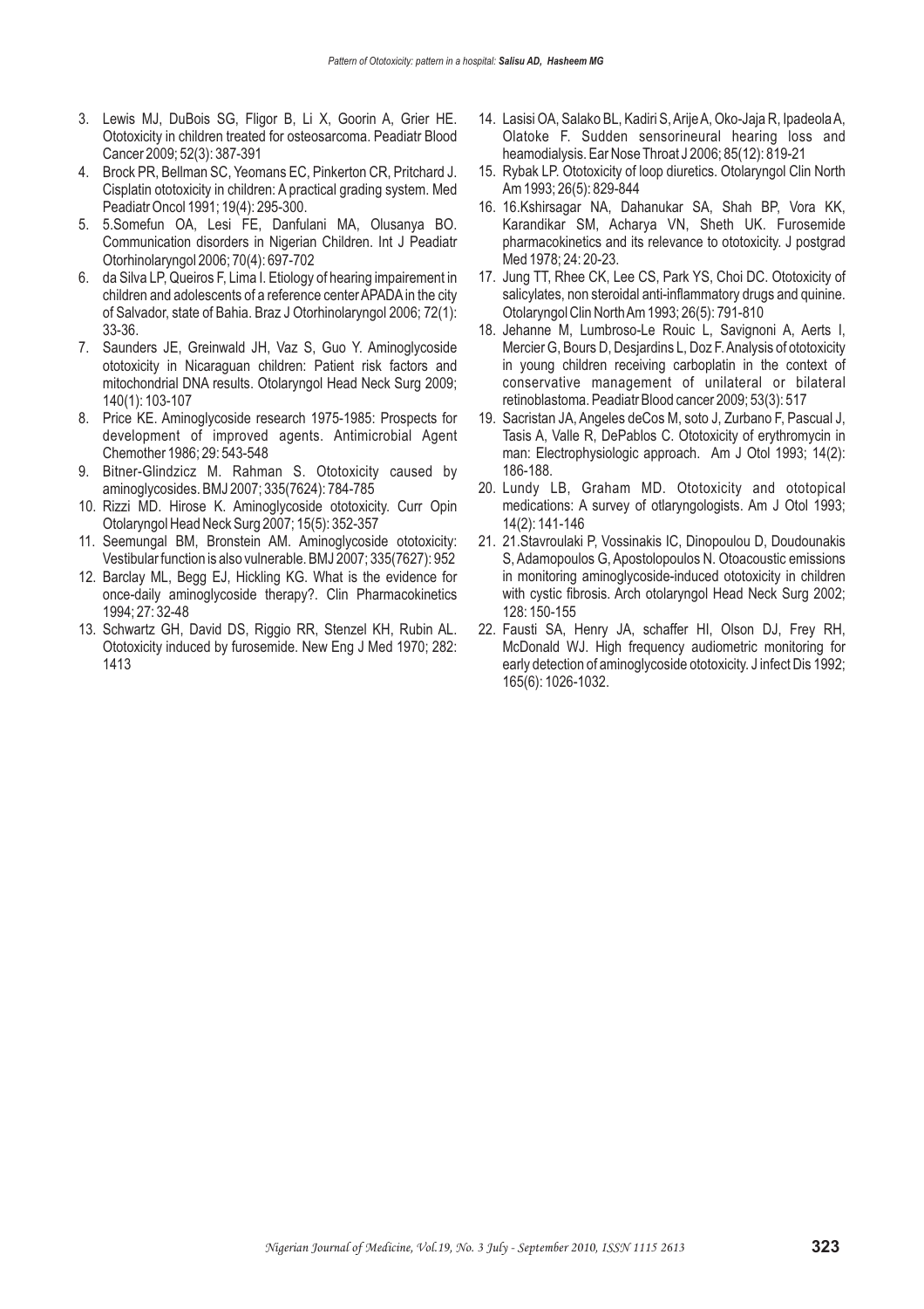3. Lewis MJ, DuBois SG, Fligor B, Li X, Goorin A, Grier HE. Ototoxicity in children treated for osteosarcoma. Peadiatr Blood Cancer 2009; 52(3): 387-391
4. Brock PR, Bellman SC, Yeomans EC, Pinkerton CR, Pritchard J. Cisplatin ototoxicity in children: A practical grading system. Med Peadiatr Oncol 1991; 19(4): 295-300.
5. 5.Somefun OA, Lesi FE, Danfulani MA, Olusanya BO. Communication disorders in Nigerian Children. Int J Peadiatr Otorhinolaryngol 2006; 70(4): 697-702
6. da Silva LP, Queiros F, Lima I. Etiology of hearing impairement in children and adolescents of a reference center APADA in the city of Salvador, state of Bahia. Braz J Otorhinolaryngol 2006; 72(1): 33-36.
7. Saunders JE, Greinwald JH, Vaz S, Guo Y. Aminoglycoside ototoxicity in Nicaraguan children: Patient risk factors and mitochondrial DNA results. Otolaryngol Head Neck Surg 2009; 140(1): 103-107
8. Price KE. Aminoglycoside research 1975-1985: Prospects for development of improved agents. Antimicrobial Agent Chemother 1986; 29: 543-548
9. Bitner-Glindzicz M. Rahman S. Ototoxicity caused by aminoglycosides. BMJ 2007; 335(7624): 784-785
10. Rizzi MD. Hirose K. Aminoglycoside ototoxicity. Curr Opin Otolaryngol Head Neck Surg 2007; 15(5): 352-357
11. Seemungal BM, Bronstein AM. Aminoglycoside ototoxicity: Vestibular function is also vulnerable. BMJ 2007; 335(7627): 952
12. Barclay ML, Begg EJ, Hickling KG. What is the evidence for once-daily aminoglycoside therapy?. Clin Pharmacokinetics 1994; 27: 32-48
13. Schwartz GH, David DS, Riggio RR, Stenzel KH, Rubin AL. Ototoxicity induced by furosemide. New Eng J Med 1970; 282: 1413
14. Lasisi OA, Salako BL, Kadiri S, Arije A, Oko-Jaja R, Ipadeola A, Olatoke F. Sudden sensorineural hearing loss and heamodialysis. Ear Nose Throat J 2006; 85(12): 819-21
15. Rybak LP. Ototoxicity of loop diuretics. Otolaryngol Clin North Am 1993; 26(5): 829-844
16. 16.Kshirsagar NA, Dahanukar SA, Shah BP, Vora KK, Karandikar SM, Acharya VN, Sheth UK. Furosemide pharmacokinetics and its relevance to ototoxicity. J postgrad Med 1978; 24: 20-23.
17. Jung TT, Rhee CK, Lee CS, Park YS, Choi DC. Ototoxicity of salicylates, non steroidal anti-inflammatory drugs and quinine. Otolaryngol Clin North Am 1993; 26(5): 791-810
18. Jehanne M, Lumbroso-Le Rouic L, Savignoni A, Aerts I, Mercier G, Bours D, Desjardins L, Doz F. Analysis of ototoxicity in young children receiving carboplatin in the context of conservative management of unilateral or bilateral retinoblastoma. Peadiatr Blood cancer 2009; 53(3): 517
19. Sacristan JA, Angeles deCos M, soto J, Zurbano F, Pascual J, Tasis A, Valle R, DePablos C. Ototoxicity of erythromycin in man: Electrophysiologic approach. Am J Otol 1993; 14(2): 186-188.
20. Lundy LB, Graham MD. Ototoxicity and ototopical medications: A survey of otlaryngologists. Am J Otol 1993; 14(2): 141-146
21. 21.Stavroulaki P, Vossinakis IC, Dinopoulou D, Doudounakis S, Adamopoulos G, Apostolopoulos N. Otoacoustic emissions in monitoring aminoglycoside-induced ototoxicity in children with cystic fibrosis. Arch otolaryngol Head Neck Surg 2002; 128: 150-155
22. Fausti SA, Henry JA, schaffer HI, Olson DJ, Frey RH, McDonald WJ. High frequency audiometric monitoring for early detection of aminoglycoside ototoxicity. J infect Dis 1992; 165(6): 1026-1032.